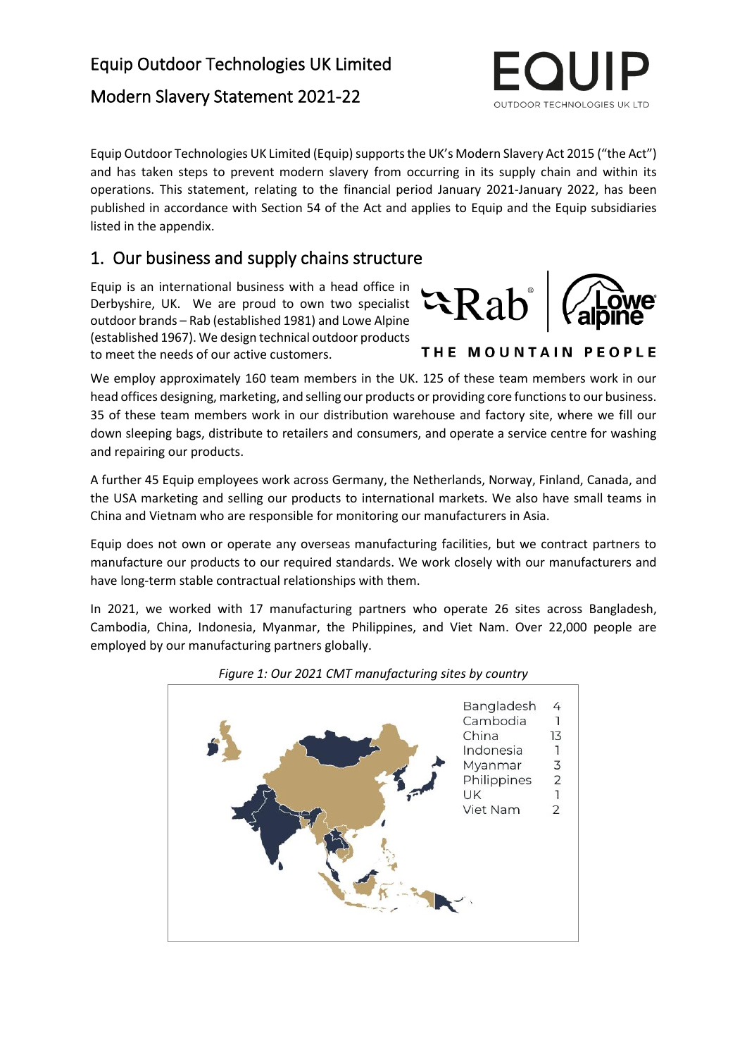# Equip Outdoor Technologies UK Limited

# Modern Slavery Statement 2021-22

Equip Outdoor Technologies UK Limited (Equip) supports the UK's Modern Slavery Act 2015 ("the Act") and has taken steps to prevent modern slavery from occurring in its supply chain and within its operations. This statement, relating to the financial period January 2021-January 2022, has been published in accordance with Section 54 of the Act and applies to Equip and the Equip subsidiaries listed in the appendix.

## 1. Our business and supply chains structure

Equip is an international business with a head office in Derbyshire, UK. We are proud to own two specialist outdoor brands – Rab (established 1981) and Lowe Alpine (established 1967). We design technical outdoor products to meet the needs of our active customers.

THE MOUNTAIN PEOPLE

We employ approximately 160 team members in the UK. 125 of these team members work in our head offices designing, marketing, and selling our products or providing core functions to our business. 35 of these team members work in our distribution warehouse and factory site, where we fill our down sleeping bags, distribute to retailers and consumers, and operate a service centre for washing and repairing our products.

A further 45 Equip employees work across Germany, the Netherlands, Norway, Finland, Canada, and the USA marketing and selling our products to international markets. We also have small teams in China and Vietnam who are responsible for monitoring our manufacturers in Asia.

Equip does not own or operate any overseas manufacturing facilities, but we contract partners to manufacture our products to our required standards. We work closely with our manufacturers and have long-term stable contractual relationships with them.

In 2021, we worked with 17 manufacturing partners who operate 26 sites across Bangladesh, Cambodia, China, Indonesia, Myanmar, the Philippines, and Viet Nam. Over 22,000 people are employed by our manufacturing partners globally.

*Figure 1: Our 2021 CMT manufacturing sites by country*

| Country | Sites |
|---|---|
| Bangladesh | 4 |
| Cambodia | 1 |
| China | 13 |
| Indonesia | 1 |
| Myanmar | 3 |
| Philippines | 2 |
| UK | 1 |
| Viet Nam | 2 |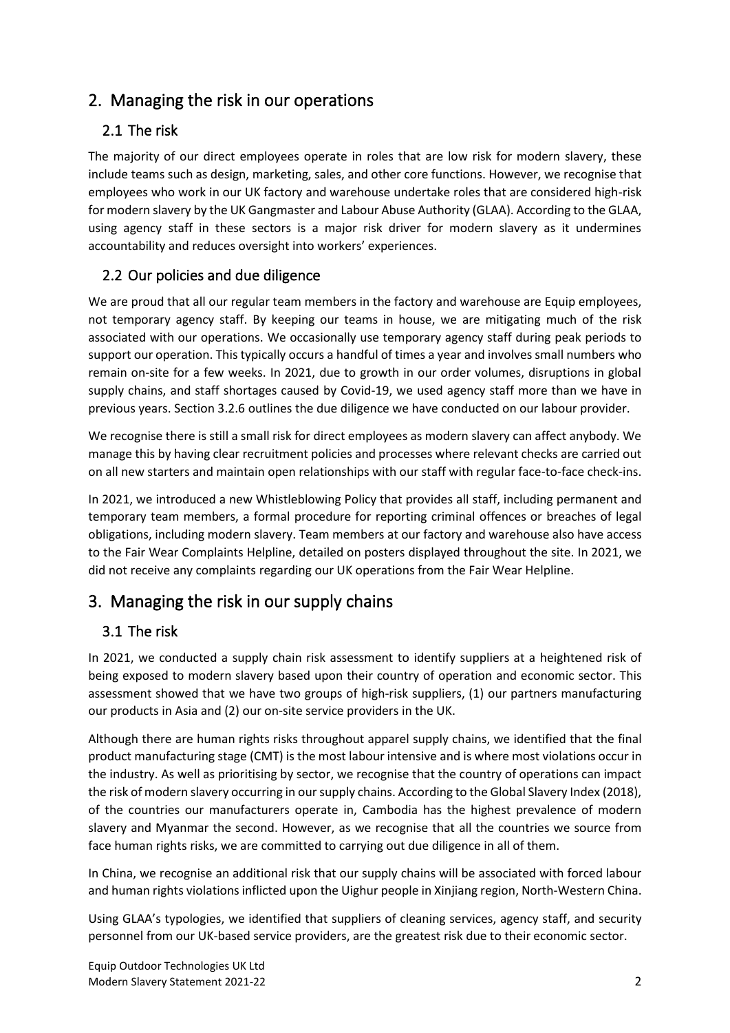## 2. Managing the risk in our operations

### 2.1 The risk

The majority of our direct employees operate in roles that are low risk for modern slavery, these include teams such as design, marketing, sales, and other core functions. However, we recognise that employees who work in our UK factory and warehouse undertake roles that are considered high-risk for modern slavery by the UK Gangmaster and Labour Abuse Authority (GLAA). According to the GLAA, using agency staff in these sectors is a major risk driver for modern slavery as it undermines accountability and reduces oversight into workers' experiences.

### 2.2 Our policies and due diligence

We are proud that all our regular team members in the factory and warehouse are Equip employees, not temporary agency staff. By keeping our teams in house, we are mitigating much of the risk associated with our operations. We occasionally use temporary agency staff during peak periods to support our operation. This typically occurs a handful of times a year and involves small numbers who remain on-site for a few weeks. In 2021, due to growth in our order volumes, disruptions in global supply chains, and staff shortages caused by Covid-19, we used agency staff more than we have in previous years. Section 3.2.6 outlines the due diligence we have conducted on our labour provider.

We recognise there is still a small risk for direct employees as modern slavery can affect anybody. We manage this by having clear recruitment policies and processes where relevant checks are carried out on all new starters and maintain open relationships with our staff with regular face-to-face check-ins.

In 2021, we introduced a new Whistleblowing Policy that provides all staff, including permanent and temporary team members, a formal procedure for reporting criminal offences or breaches of legal obligations, including modern slavery. Team members at our factory and warehouse also have access to the Fair Wear Complaints Helpline, detailed on posters displayed throughout the site. In 2021, we did not receive any complaints regarding our UK operations from the Fair Wear Helpline.

## 3. Managing the risk in our supply chains

### 3.1 The risk

In 2021, we conducted a supply chain risk assessment to identify suppliers at a heightened risk of being exposed to modern slavery based upon their country of operation and economic sector. This assessment showed that we have two groups of high-risk suppliers, (1) our partners manufacturing our products in Asia and (2) our on-site service providers in the UK.

Although there are human rights risks throughout apparel supply chains, we identified that the final product manufacturing stage (CMT) is the most labour intensive and is where most violations occur in the industry. As well as prioritising by sector, we recognise that the country of operations can impact the risk of modern slavery occurring in our supply chains. According to the Global Slavery Index (2018), of the countries our manufacturers operate in, Cambodia has the highest prevalence of modern slavery and Myanmar the second. However, as we recognise that all the countries we source from face human rights risks, we are committed to carrying out due diligence in all of them.

In China, we recognise an additional risk that our supply chains will be associated with forced labour and human rights violations inflicted upon the Uighur people in Xinjiang region, North-Western China.

Using GLAA's typologies, we identified that suppliers of cleaning services, agency staff, and security personnel from our UK-based service providers, are the greatest risk due to their economic sector.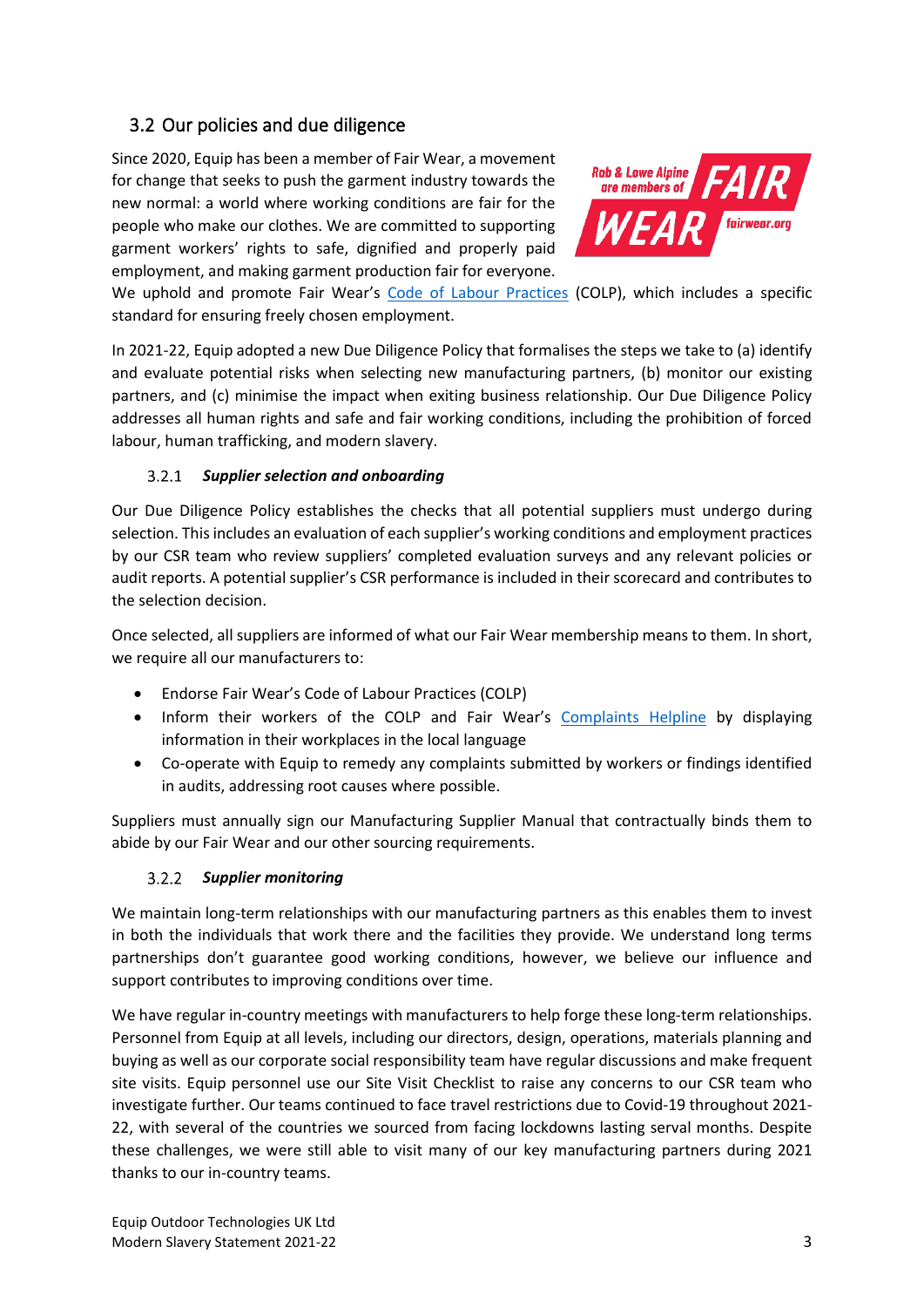## 3.2 Our policies and due diligence

Since 2020, Equip has been a member of Fair Wear, a movement for change that seeks to push the garment industry towards the new normal: a world where working conditions are fair for the people who make our clothes. We are committed to supporting garment workers' rights to safe, dignified and properly paid employment, and making garment production fair for everyone. We uphold and promote Fair Wear's Code of Labour Practices (COLP), which includes a specific standard for ensuring freely chosen employment.

In 2021-22, Equip adopted a new Due Diligence Policy that formalises the steps we take to (a) identify and evaluate potential risks when selecting new manufacturing partners, (b) monitor our existing partners, and (c) minimise the impact when exiting business relationship. Our Due Diligence Policy addresses all human rights and safe and fair working conditions, including the prohibition of forced labour, human trafficking, and modern slavery.

### 3.2.1 *Supplier selection and onboarding*

Our Due Diligence Policy establishes the checks that all potential suppliers must undergo during selection. This includes an evaluation of each supplier's working conditions and employment practices by our CSR team who review suppliers' completed evaluation surveys and any relevant policies or audit reports. A potential supplier's CSR performance is included in their scorecard and contributes to the selection decision.

Once selected, all suppliers are informed of what our Fair Wear membership means to them. In short, we require all our manufacturers to:

- Endorse Fair Wear's Code of Labour Practices (COLP)
- Inform their workers of the COLP and Fair Wear's Complaints Helpline by displaying information in their workplaces in the local language
- Co-operate with Equip to remedy any complaints submitted by workers or findings identified in audits, addressing root causes where possible.

Suppliers must annually sign our Manufacturing Supplier Manual that contractually binds them to abide by our Fair Wear and our other sourcing requirements.

### 3.2.2 *Supplier monitoring*

We maintain long-term relationships with our manufacturing partners as this enables them to invest in both the individuals that work there and the facilities they provide. We understand long terms partnerships don't guarantee good working conditions, however, we believe our influence and support contributes to improving conditions over time.

We have regular in-country meetings with manufacturers to help forge these long-term relationships. Personnel from Equip at all levels, including our directors, design, operations, materials planning and buying as well as our corporate social responsibility team have regular discussions and make frequent site visits. Equip personnel use our Site Visit Checklist to raise any concerns to our CSR team who investigate further. Our teams continued to face travel restrictions due to Covid-19 throughout 2021-22, with several of the countries we sourced from facing lockdowns lasting serval months. Despite these challenges, we were still able to visit many of our key manufacturing partners during 2021 thanks to our in-country teams.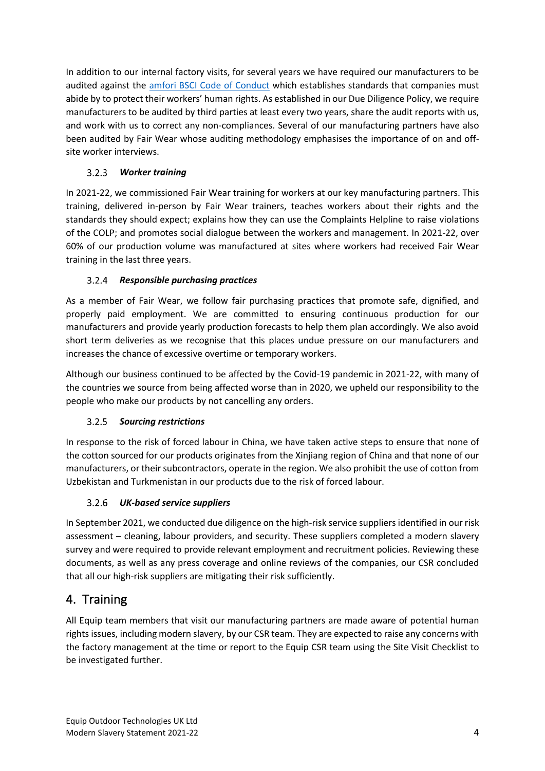In addition to our internal factory visits, for several years we have required our manufacturers to be audited against the [amfori BSCI Code of Conduct]() which establishes standards that companies must abide by to protect their workers' human rights. As established in our Due Diligence Policy, we require manufacturers to be audited by third parties at least every two years, share the audit reports with us, and work with us to correct any non-compliances. Several of our manufacturing partners have also been audited by Fair Wear whose auditing methodology emphasises the importance of on and off-site worker interviews.

### 3.2.3 *Worker training*

In 2021-22, we commissioned Fair Wear training for workers at our key manufacturing partners. This training, delivered in-person by Fair Wear trainers, teaches workers about their rights and the standards they should expect; explains how they can use the Complaints Helpline to raise violations of the COLP; and promotes social dialogue between the workers and management. In 2021-22, over 60% of our production volume was manufactured at sites where workers had received Fair Wear training in the last three years.

### 3.2.4 *Responsible purchasing practices*

As a member of Fair Wear, we follow fair purchasing practices that promote safe, dignified, and properly paid employment. We are committed to ensuring continuous production for our manufacturers and provide yearly production forecasts to help them plan accordingly. We also avoid short term deliveries as we recognise that this places undue pressure on our manufacturers and increases the chance of excessive overtime or temporary workers.

Although our business continued to be affected by the Covid-19 pandemic in 2021-22, with many of the countries we source from being affected worse than in 2020, we upheld our responsibility to the people who make our products by not cancelling any orders.

### 3.2.5 *Sourcing restrictions*

In response to the risk of forced labour in China, we have taken active steps to ensure that none of the cotton sourced for our products originates from the Xinjiang region of China and that none of our manufacturers, or their subcontractors, operate in the region. We also prohibit the use of cotton from Uzbekistan and Turkmenistan in our products due to the risk of forced labour.

### 3.2.6 *UK-based service suppliers*

In September 2021, we conducted due diligence on the high-risk service suppliers identified in our risk assessment – cleaning, labour providers, and security. These suppliers completed a modern slavery survey and were required to provide relevant employment and recruitment policies. Reviewing these documents, as well as any press coverage and online reviews of the companies, our CSR concluded that all our high-risk suppliers are mitigating their risk sufficiently.

## 4. Training

All Equip team members that visit our manufacturing partners are made aware of potential human rights issues, including modern slavery, by our CSR team. They are expected to raise any concerns with the factory management at the time or report to the Equip CSR team using the Site Visit Checklist to be investigated further.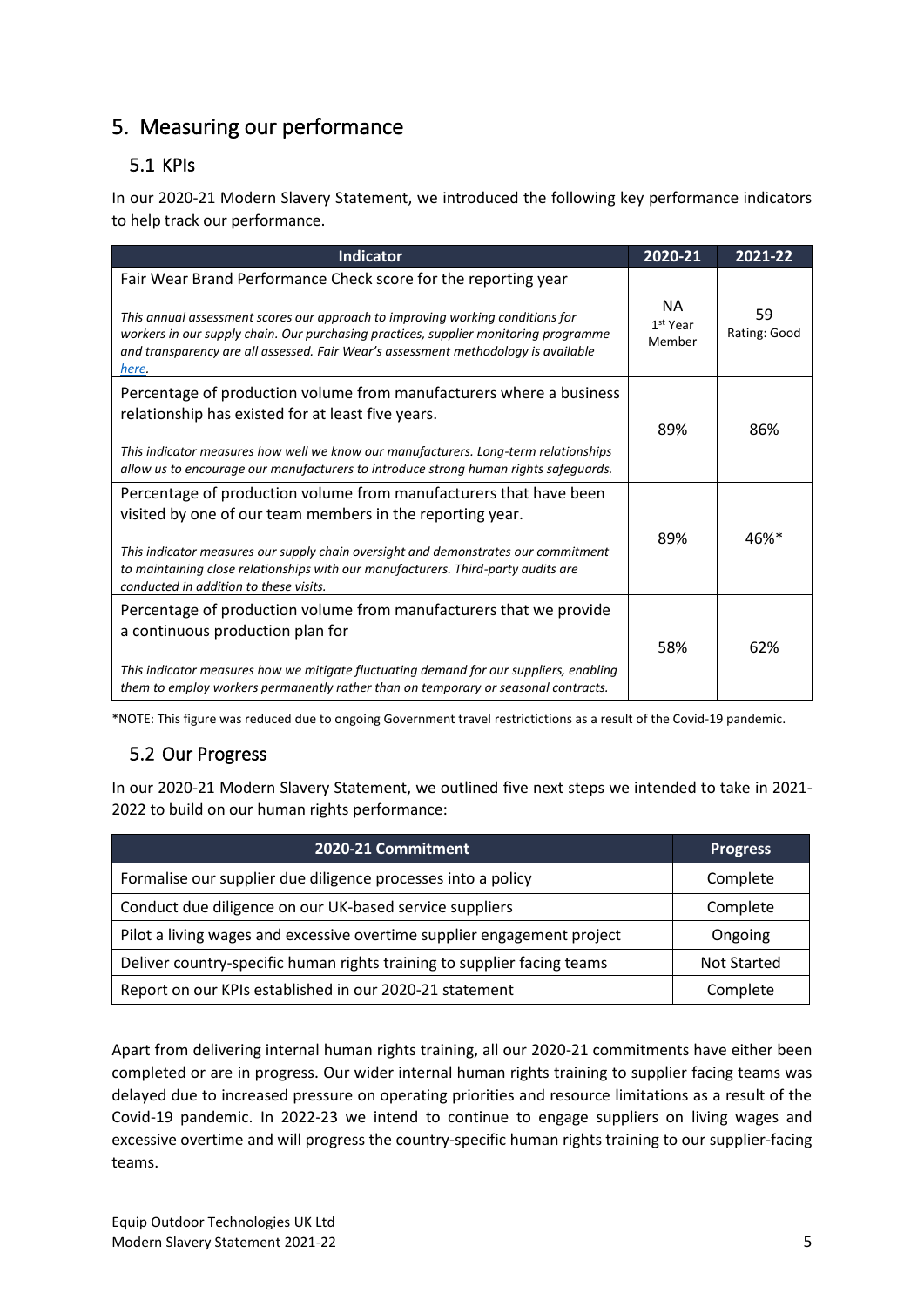# 5. Measuring our performance

## 5.1 KPIs

In our 2020-21 Modern Slavery Statement, we introduced the following key performance indicators to help track our performance.

| Indicator | 2020-21 | 2021-22 |
|---|---|---|
| Fair Wear Brand Performance Check score for the reporting year<br><br>*This annual assessment scores our approach to improving working conditions for workers in our supply chain. Our purchasing practices, supplier monitoring programme and transparency are all assessed. Fair Wear's assessment methodology is available [here](#).* | NA<br>1st Year Member | 59<br>Rating: Good |
| Percentage of production volume from manufacturers where a business relationship has existed for at least five years.<br><br>*This indicator measures how well we know our manufacturers. Long-term relationships allow us to encourage our manufacturers to introduce strong human rights safeguards.* | 89% | 86% |
| Percentage of production volume from manufacturers that have been visited by one of our team members in the reporting year.<br><br>*This indicator measures our supply chain oversight and demonstrates our commitment to maintaining close relationships with our manufacturers. Third-party audits are conducted in addition to these visits.* | 89% | 46%* |
| Percentage of production volume from manufacturers that we provide a continuous production plan for<br><br>*This indicator measures how we mitigate fluctuating demand for our suppliers, enabling them to employ workers permanently rather than on temporary or seasonal contracts.* | 58% | 62% |

*NOTE: This figure was reduced due to ongoing Government travel restrictictions as a result of the Covid-19 pandemic.

## 5.2 Our Progress

In our 2020-21 Modern Slavery Statement, we outlined five next steps we intended to take in 2021-2022 to build on our human rights performance:

| 2020-21 Commitment | Progress |
|---|---|
| Formalise our supplier due diligence processes into a policy | Complete |
| Conduct due diligence on our UK-based service suppliers | Complete |
| Pilot a living wages and excessive overtime supplier engagement project | Ongoing |
| Deliver country-specific human rights training to supplier facing teams | Not Started |
| Report on our KPIs established in our 2020-21 statement | Complete |

Apart from delivering internal human rights training, all our 2020-21 commitments have either been completed or are in progress. Our wider internal human rights training to supplier facing teams was delayed due to increased pressure on operating priorities and resource limitations as a result of the Covid-19 pandemic. In 2022-23 we intend to continue to engage suppliers on living wages and excessive overtime and will progress the country-specific human rights training to our supplier-facing teams.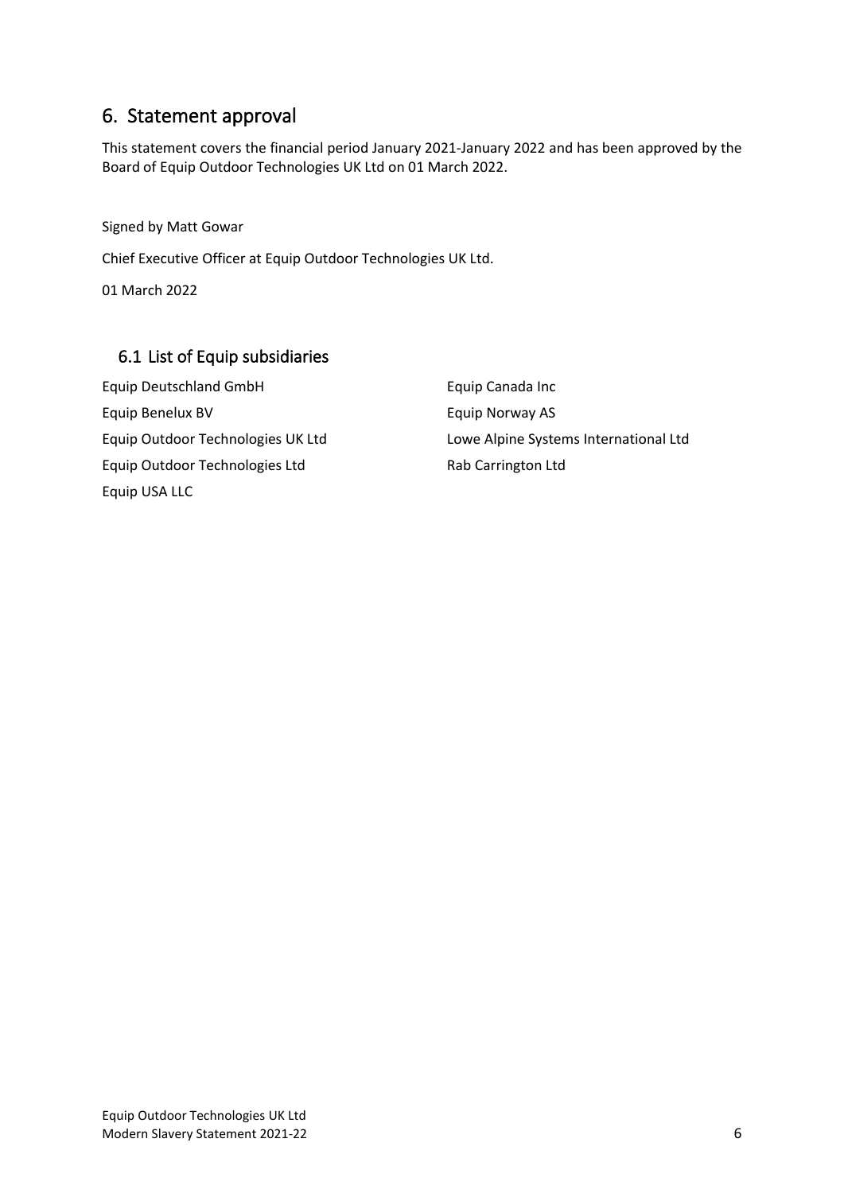## 6. Statement approval

This statement covers the financial period January 2021-January 2022 and has been approved by the Board of Equip Outdoor Technologies UK Ltd on 01 March 2022.

Signed by Matt Gowar

Chief Executive Officer at Equip Outdoor Technologies UK Ltd.

01 March 2022

### 6.1 List of Equip subsidiaries

Equip Deutschland GmbH

Equip Benelux BV

Equip Outdoor Technologies UK Ltd

Equip Outdoor Technologies Ltd

Equip USA LLC

Equip Canada Inc

Equip Norway AS

Lowe Alpine Systems International Ltd

Rab Carrington Ltd